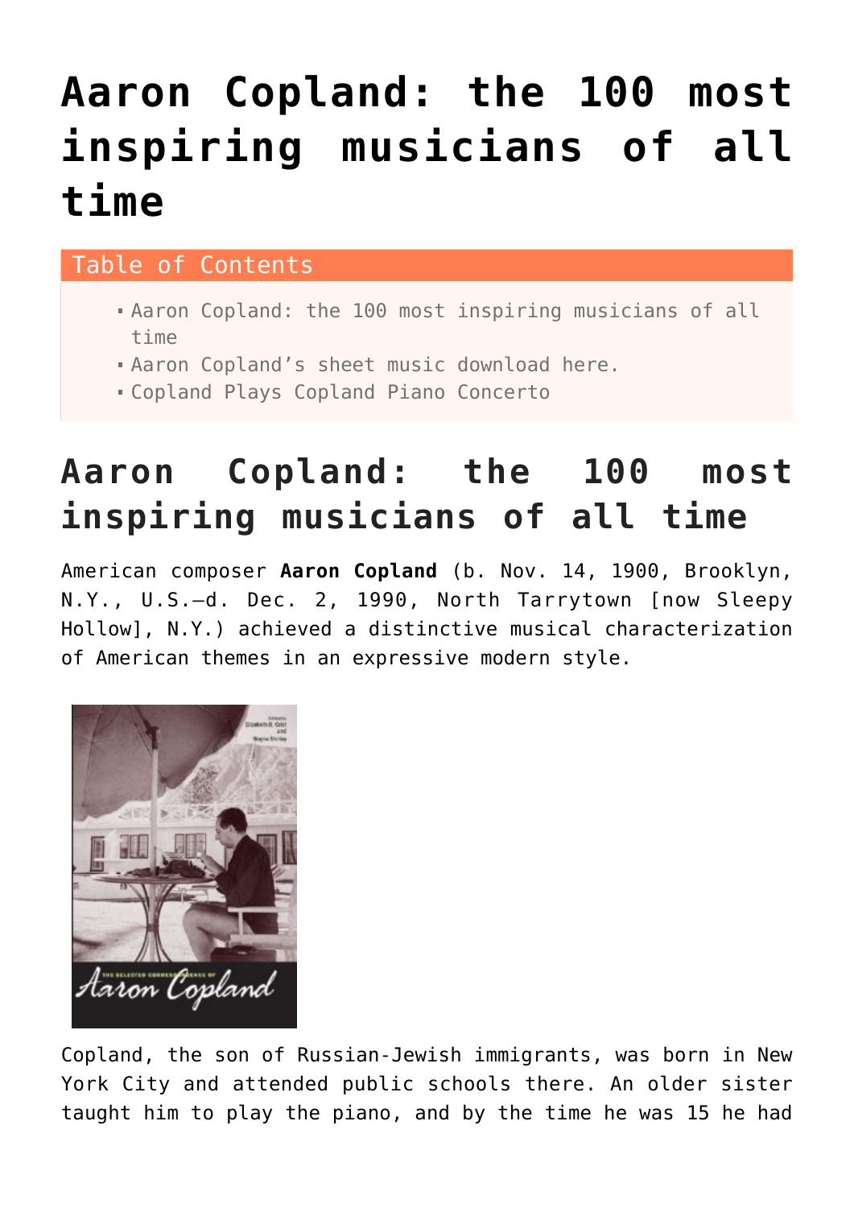# Aaron Copland: the 100 most inspiring musicians of all time

Table of Contents

- Aaron Copland: the 100 most inspiring musicians of all time
- Aaron Copland's sheet music download here.
- Copland Plays Copland Piano Concerto

## Aaron Copland: the 100 most inspiring musicians of all time

American composer **Aaron Copland** (b. Nov. 14, 1900, Brooklyn, N.Y., U.S.—d. Dec. 2, 1990, North Tarrytown [now Sleepy Hollow], N.Y.) achieved a distinctive musical characterization of American themes in an expressive modern style.

Copland, the son of Russian-Jewish immigrants, was born in New York City and attended public schools there. An older sister taught him to play the piano, and by the time he was 15 he had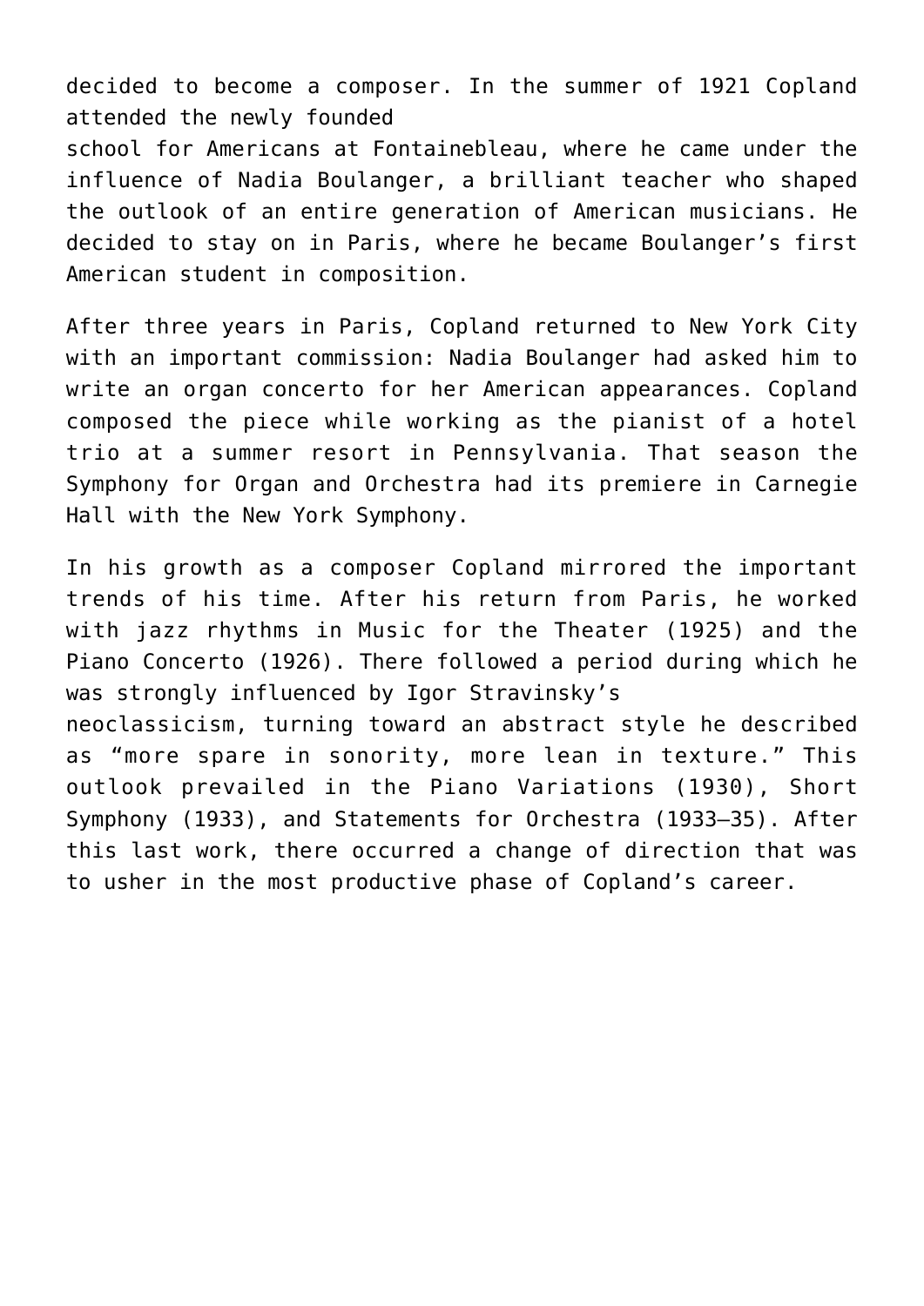decided to become a composer. In the summer of 1921 Copland attended the newly founded school for Americans at Fontainebleau, where he came under the influence of Nadia Boulanger, a brilliant teacher who shaped the outlook of an entire generation of American musicians. He decided to stay on in Paris, where he became Boulanger's first American student in composition.

After three years in Paris, Copland returned to New York City with an important commission: Nadia Boulanger had asked him to write an organ concerto for her American appearances. Copland composed the piece while working as the pianist of a hotel trio at a summer resort in Pennsylvania. That season the Symphony for Organ and Orchestra had its premiere in Carnegie Hall with the New York Symphony.

In his growth as a composer Copland mirrored the important trends of his time. After his return from Paris, he worked with jazz rhythms in Music for the Theater (1925) and the Piano Concerto (1926). There followed a period during which he was strongly influenced by Igor Stravinsky's neoclassicism, turning toward an abstract style he described as "more spare in sonority, more lean in texture." This outlook prevailed in the Piano Variations (1930), Short Symphony (1933), and Statements for Orchestra (1933–35). After this last work, there occurred a change of direction that was to usher in the most productive phase of Copland's career.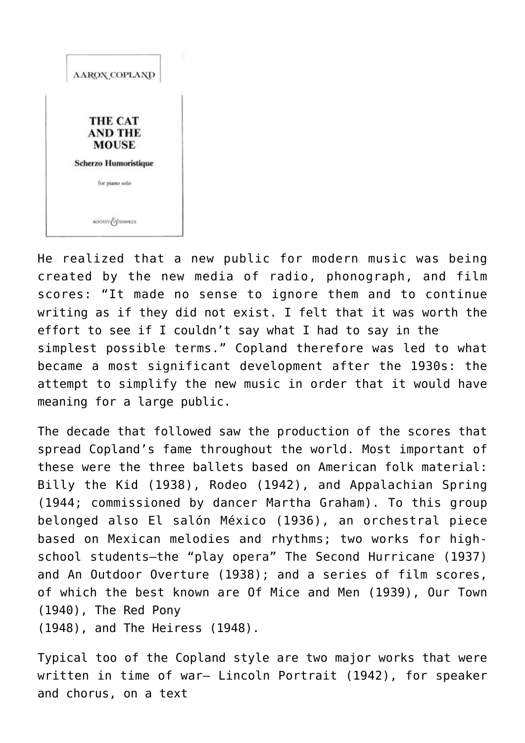He realized that a new public for modern music was being created by the new media of radio, phonograph, and film scores: “It made no sense to ignore them and to continue writing as if they did not exist. I felt that it was worth the effort to see if I couldn’t say what I had to say in the simplest possible terms.” Copland therefore was led to what became a most significant development after the 1930s: the attempt to simplify the new music in order that it would have meaning for a large public.

The decade that followed saw the production of the scores that spread Copland’s fame throughout the world. Most important of these were the three ballets based on American folk material: Billy the Kid (1938), Rodeo (1942), and Appalachian Spring (1944; commissioned by dancer Martha Graham). To this group belonged also El salón México (1936), an orchestral piece based on Mexican melodies and rhythms; two works for high-school students—the “play opera” The Second Hurricane (1937) and An Outdoor Overture (1938); and a series of film scores, of which the best known are Of Mice and Men (1939), Our Town (1940), The Red Pony (1948), and The Heiress (1948).

Typical too of the Copland style are two major works that were written in time of war— Lincoln Portrait (1942), for speaker and chorus, on a text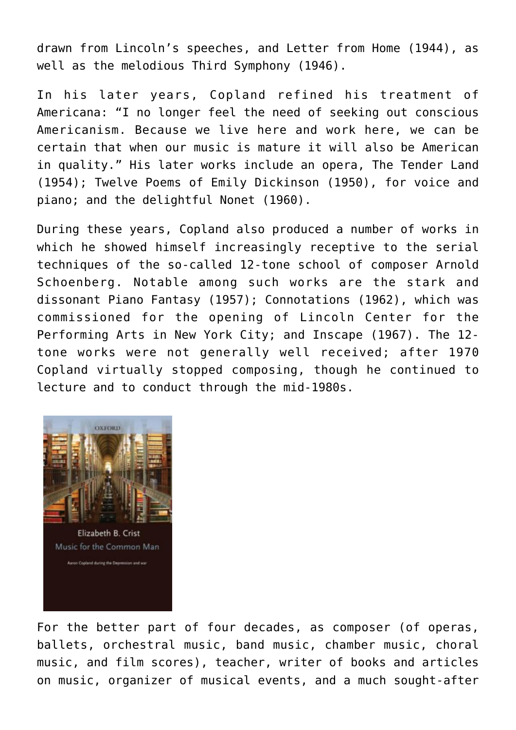drawn from Lincoln's speeches, and Letter from Home (1944), as well as the melodious Third Symphony (1946).

In his later years, Copland refined his treatment of Americana: "I no longer feel the need of seeking out conscious Americanism. Because we live here and work here, we can be certain that when our music is mature it will also be American in quality." His later works include an opera, The Tender Land (1954); Twelve Poems of Emily Dickinson (1950), for voice and piano; and the delightful Nonet (1960).

During these years, Copland also produced a number of works in which he showed himself increasingly receptive to the serial techniques of the so-called 12-tone school of composer Arnold Schoenberg. Notable among such works are the stark and dissonant Piano Fantasy (1957); Connotations (1962), which was commissioned for the opening of Lincoln Center for the Performing Arts in New York City; and Inscape (1967). The 12-tone works were not generally well received; after 1970 Copland virtually stopped composing, though he continued to lecture and to conduct through the mid-1980s.

OXFORD

Elizabeth B. Crist

Music for the Common Man

Aaron Copland during the Depression and war

For the better part of four decades, as composer (of operas, ballets, orchestral music, band music, chamber music, choral music, and film scores), teacher, writer of books and articles on music, organizer of musical events, and a much sought-after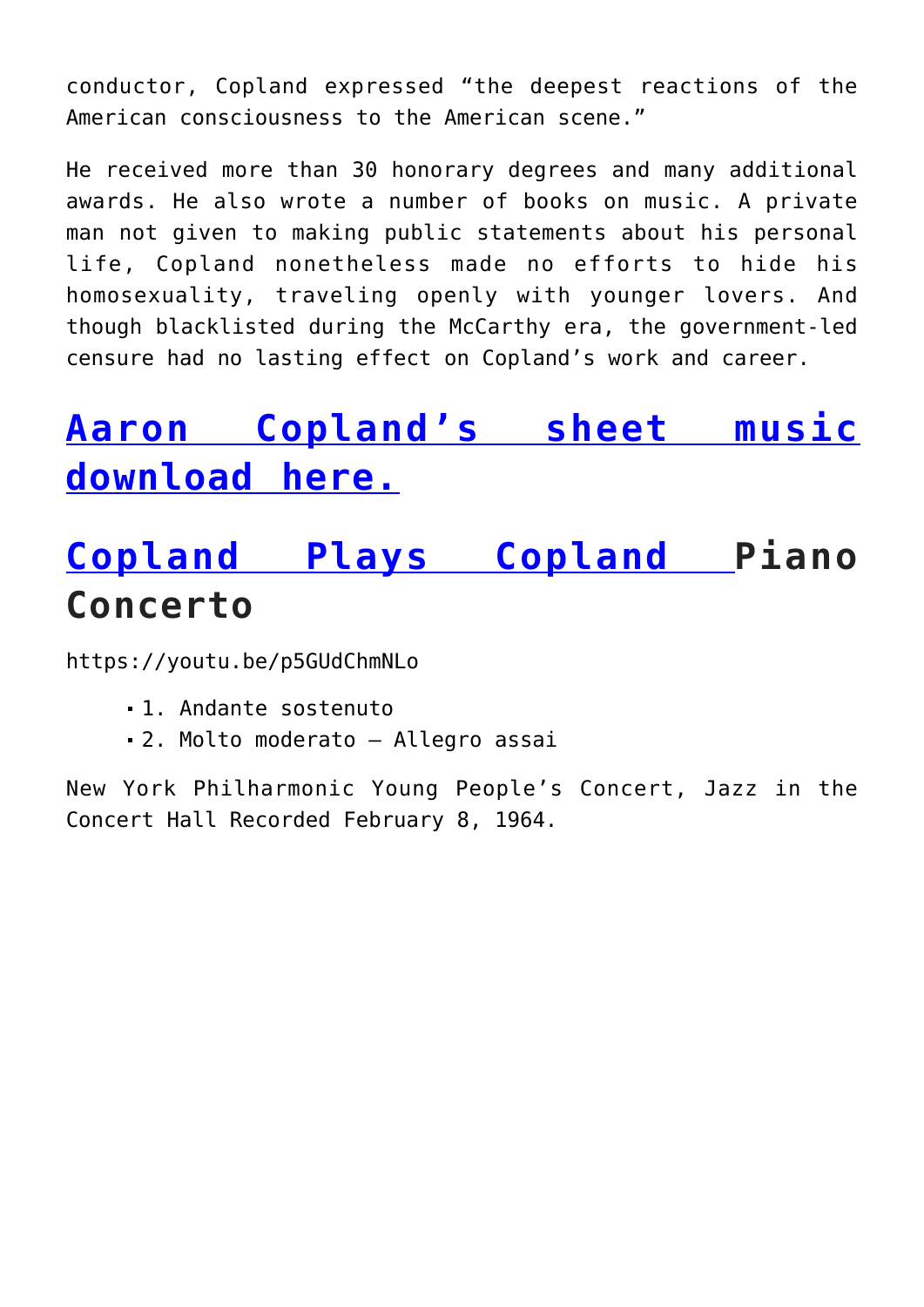conductor, Copland expressed "the deepest reactions of the American consciousness to the American scene."

He received more than 30 honorary degrees and many additional awards. He also wrote a number of books on music. A private man not given to making public statements about his personal life, Copland nonetheless made no efforts to hide his homosexuality, traveling openly with younger lovers. And though blacklisted during the McCarthy era, the government-led censure had no lasting effect on Copland's work and career.

## Aaron Copland's sheet music download here.

## Copland Plays Copland Piano Concerto

https://youtu.be/p5GUdChmNLo

- 1. Andante sostenuto
- 2. Molto moderato – Allegro assai

New York Philharmonic Young People's Concert, Jazz in the Concert Hall Recorded February 8, 1964.